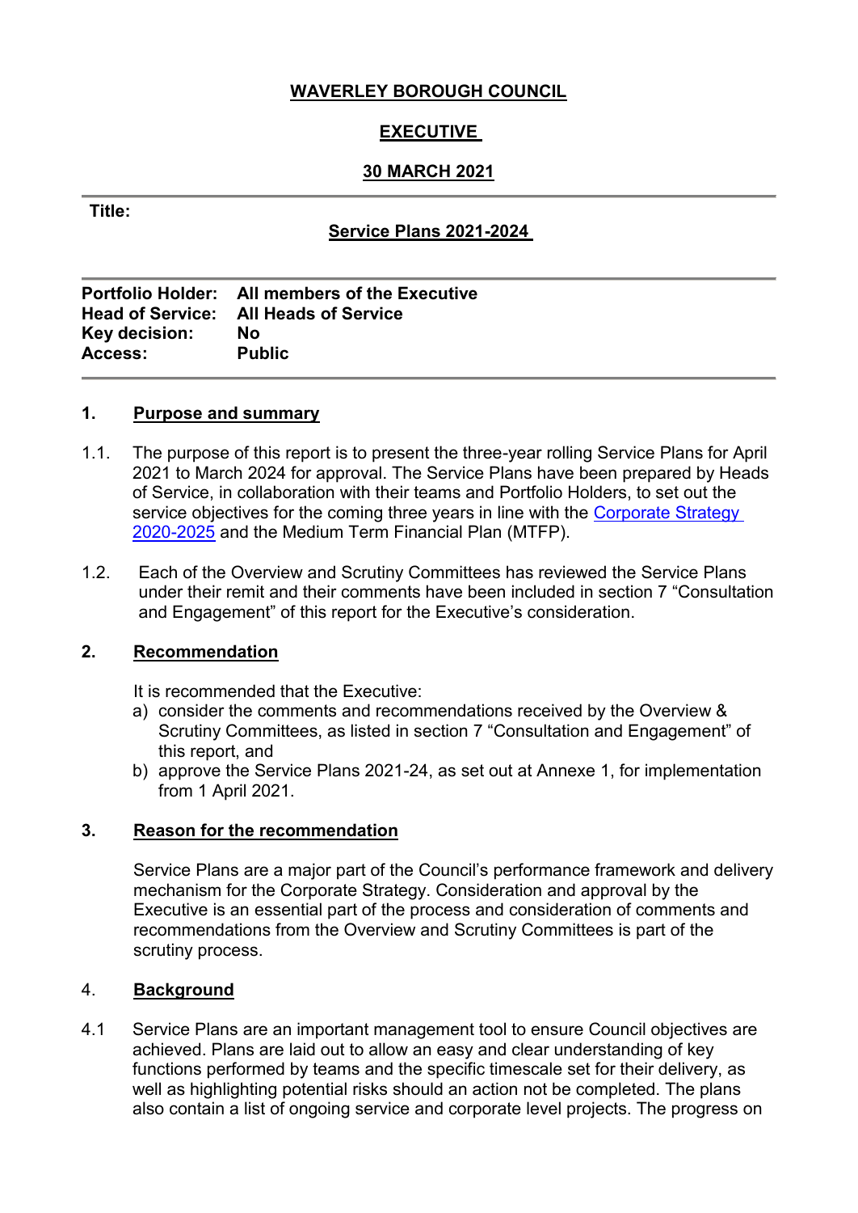**WAVERLEY BOROUGH COUNCIL**

**EXECUTIVE**

**30 MARCH 2021**

---

**Title:**

**Service Plans 2021-2024**

---

**Portfolio Holder:** All members of the Executive
**Head of Service:** All Heads of Service
**Key decision:** No
**Access:** Public

---

## 1. Purpose and summary

1.1. The purpose of this report is to present the three-year rolling Service Plans for April 2021 to March 2024 for approval. The Service Plans have been prepared by Heads of Service, in collaboration with their teams and Portfolio Holders, to set out the service objectives for the coming three years in line with the Corporate Strategy 2020-2025 and the Medium Term Financial Plan (MTFP).

1.2. Each of the Overview and Scrutiny Committees has reviewed the Service Plans under their remit and their comments have been included in section 7 "Consultation and Engagement" of this report for the Executive's consideration.

## 2. Recommendation

It is recommended that the Executive:

a) consider the comments and recommendations received by the Overview & Scrutiny Committees, as listed in section 7 "Consultation and Engagement" of this report, and
b) approve the Service Plans 2021-24, as set out at Annexe 1, for implementation from 1 April 2021.

## 3. Reason for the recommendation

Service Plans are a major part of the Council's performance framework and delivery mechanism for the Corporate Strategy. Consideration and approval by the Executive is an essential part of the process and consideration of comments and recommendations from the Overview and Scrutiny Committees is part of the scrutiny process.

## 4. Background

4.1 Service Plans are an important management tool to ensure Council objectives are achieved. Plans are laid out to allow an easy and clear understanding of key functions performed by teams and the specific timescale set for their delivery, as well as highlighting potential risks should an action not be completed. The plans also contain a list of ongoing service and corporate level projects. The progress on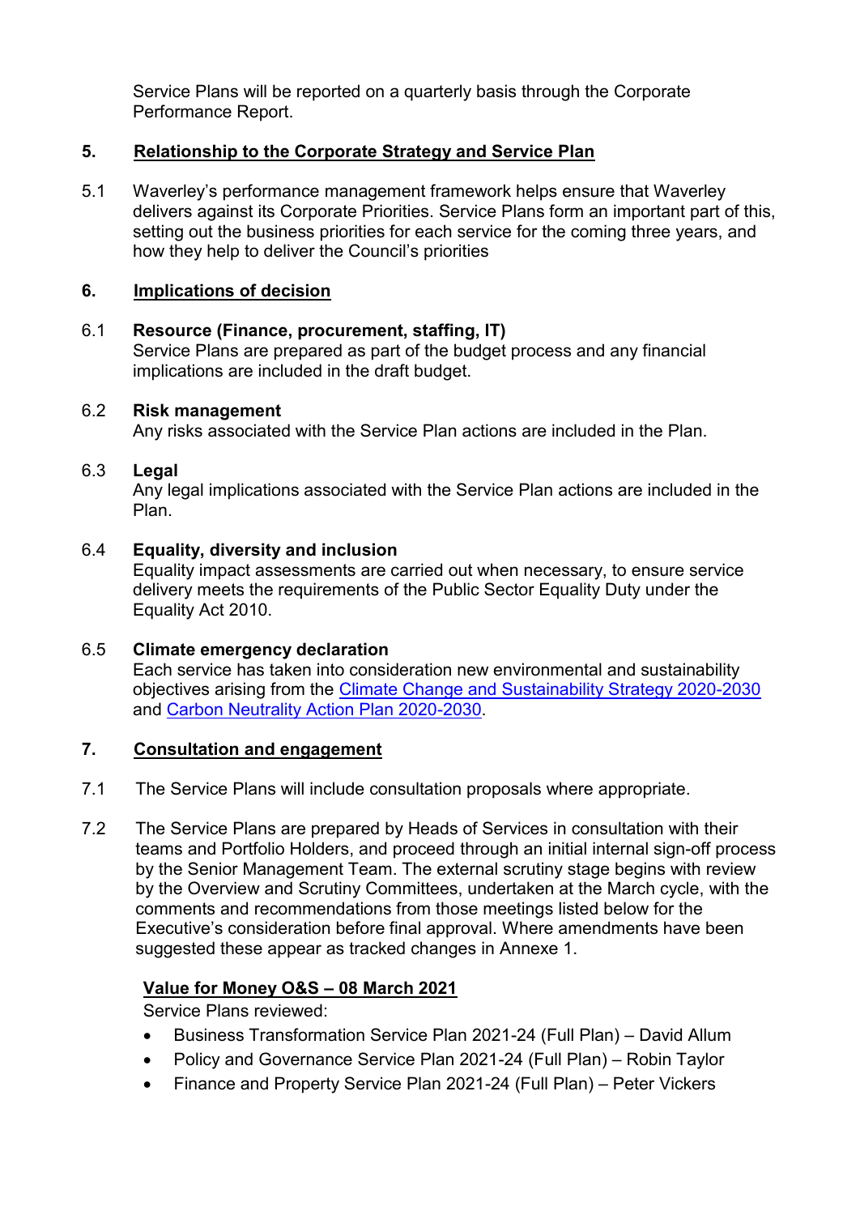Service Plans will be reported on a quarterly basis through the Corporate Performance Report.

## 5. Relationship to the Corporate Strategy and Service Plan

5.1 Waverley's performance management framework helps ensure that Waverley delivers against its Corporate Priorities. Service Plans form an important part of this, setting out the business priorities for each service for the coming three years, and how they help to deliver the Council's priorities

## 6. Implications of decision

6.1 **Resource (Finance, procurement, staffing, IT)**
Service Plans are prepared as part of the budget process and any financial implications are included in the draft budget.

6.2 **Risk management**
Any risks associated with the Service Plan actions are included in the Plan.

6.3 **Legal**
Any legal implications associated with the Service Plan actions are included in the Plan.

6.4 **Equality, diversity and inclusion**
Equality impact assessments are carried out when necessary, to ensure service delivery meets the requirements of the Public Sector Equality Duty under the Equality Act 2010.

6.5 **Climate emergency declaration**
Each service has taken into consideration new environmental and sustainability objectives arising from the Climate Change and Sustainability Strategy 2020-2030 and Carbon Neutrality Action Plan 2020-2030.

## 7. Consultation and engagement

7.1 The Service Plans will include consultation proposals where appropriate.

7.2 The Service Plans are prepared by Heads of Services in consultation with their teams and Portfolio Holders, and proceed through an initial internal sign-off process by the Senior Management Team. The external scrutiny stage begins with review by the Overview and Scrutiny Committees, undertaken at the March cycle, with the comments and recommendations from those meetings listed below for the Executive's consideration before final approval. Where amendments have been suggested these appear as tracked changes in Annexe 1.

**Value for Money O&S – 08 March 2021**

Service Plans reviewed:

- Business Transformation Service Plan 2021-24 (Full Plan) – David Allum
- Policy and Governance Service Plan 2021-24 (Full Plan) – Robin Taylor
- Finance and Property Service Plan 2021-24 (Full Plan) – Peter Vickers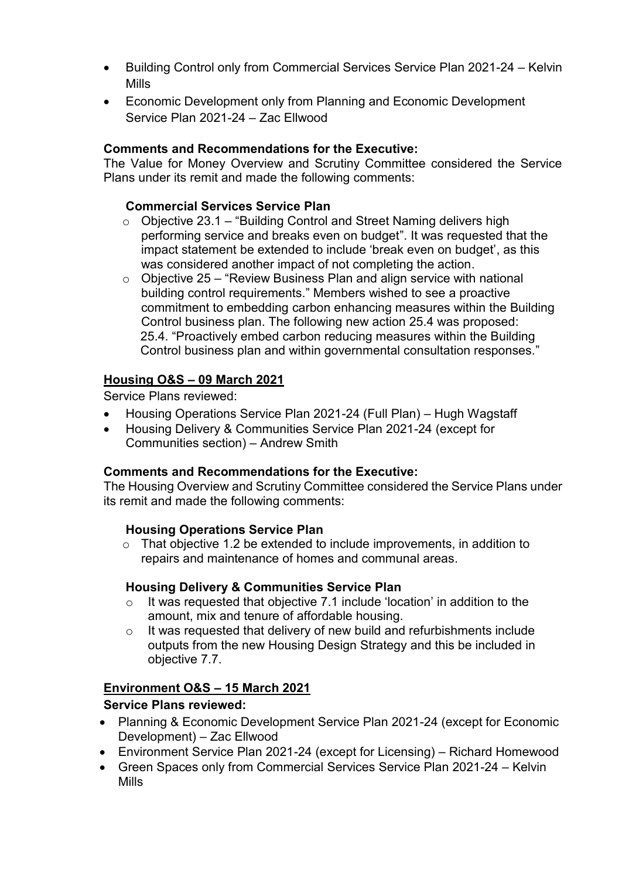- Building Control only from Commercial Services Service Plan 2021-24 – Kelvin Mills
- Economic Development only from Planning and Economic Development Service Plan 2021-24 – Zac Ellwood

**Comments and Recommendations for the Executive:**
The Value for Money Overview and Scrutiny Committee considered the Service Plans under its remit and made the following comments:

**Commercial Services Service Plan**

- Objective 23.1 – "Building Control and Street Naming delivers high performing service and breaks even on budget". It was requested that the impact statement be extended to include 'break even on budget', as this was considered another impact of not completing the action.
- Objective 25 – "Review Business Plan and align service with national building control requirements." Members wished to see a proactive commitment to embedding carbon enhancing measures within the Building Control business plan. The following new action 25.4 was proposed: 25.4. "Proactively embed carbon reducing measures within the Building Control business plan and within governmental consultation responses."

## Housing O&S – 09 March 2021

Service Plans reviewed:

- Housing Operations Service Plan 2021-24 (Full Plan) – Hugh Wagstaff
- Housing Delivery & Communities Service Plan 2021-24 (except for Communities section) – Andrew Smith

**Comments and Recommendations for the Executive:**
The Housing Overview and Scrutiny Committee considered the Service Plans under its remit and made the following comments:

**Housing Operations Service Plan**

- That objective 1.2 be extended to include improvements, in addition to repairs and maintenance of homes and communal areas.

**Housing Delivery & Communities Service Plan**

- It was requested that objective 7.1 include 'location' in addition to the amount, mix and tenure of affordable housing.
- It was requested that delivery of new build and refurbishments include outputs from the new Housing Design Strategy and this be included in objective 7.7.

## Environment O&S – 15 March 2021

**Service Plans reviewed:**

- Planning & Economic Development Service Plan 2021-24 (except for Economic Development) – Zac Ellwood
- Environment Service Plan 2021-24 (except for Licensing) – Richard Homewood
- Green Spaces only from Commercial Services Service Plan 2021-24 – Kelvin Mills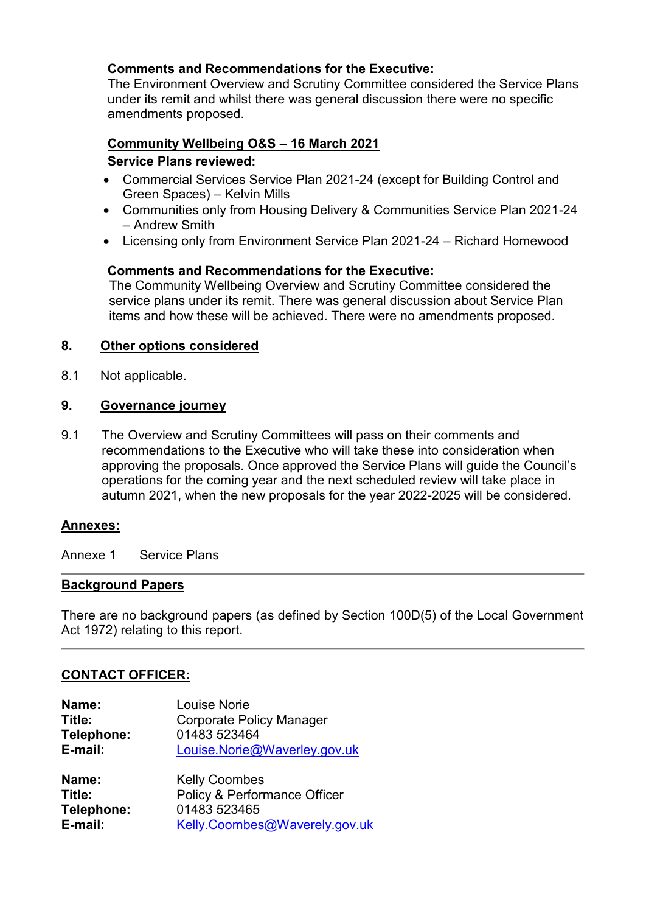**Comments and Recommendations for the Executive:**
The Environment Overview and Scrutiny Committee considered the Service Plans under its remit and whilst there was general discussion there were no specific amendments proposed.

**Community Wellbeing O&S – 16 March 2021**

**Service Plans reviewed:**

- Commercial Services Service Plan 2021-24 (except for Building Control and Green Spaces) – Kelvin Mills
- Communities only from Housing Delivery & Communities Service Plan 2021-24 – Andrew Smith
- Licensing only from Environment Service Plan 2021-24 – Richard Homewood

**Comments and Recommendations for the Executive:**
The Community Wellbeing Overview and Scrutiny Committee considered the service plans under its remit. There was general discussion about Service Plan items and how these will be achieved. There were no amendments proposed.

## 8. Other options considered

8.1 Not applicable.

## 9. Governance journey

9.1 The Overview and Scrutiny Committees will pass on their comments and recommendations to the Executive who will take these into consideration when approving the proposals. Once approved the Service Plans will guide the Council's operations for the coming year and the next scheduled review will take place in autumn 2021, when the new proposals for the year 2022-2025 will be considered.

## Annexes:

Annexe 1 Service Plans

---

## Background Papers

There are no background papers (as defined by Section 100D(5) of the Local Government Act 1972) relating to this report.

---

## CONTACT OFFICER:

**Name:** Louise Norie
**Title:** Corporate Policy Manager
**Telephone:** 01483 523464
**E-mail:** Louise.Norie@Waverley.gov.uk

**Name:** Kelly Coombes
**Title:** Policy & Performance Officer
**Telephone:** 01483 523465
**E-mail:** Kelly.Coombes@Waverely.gov.uk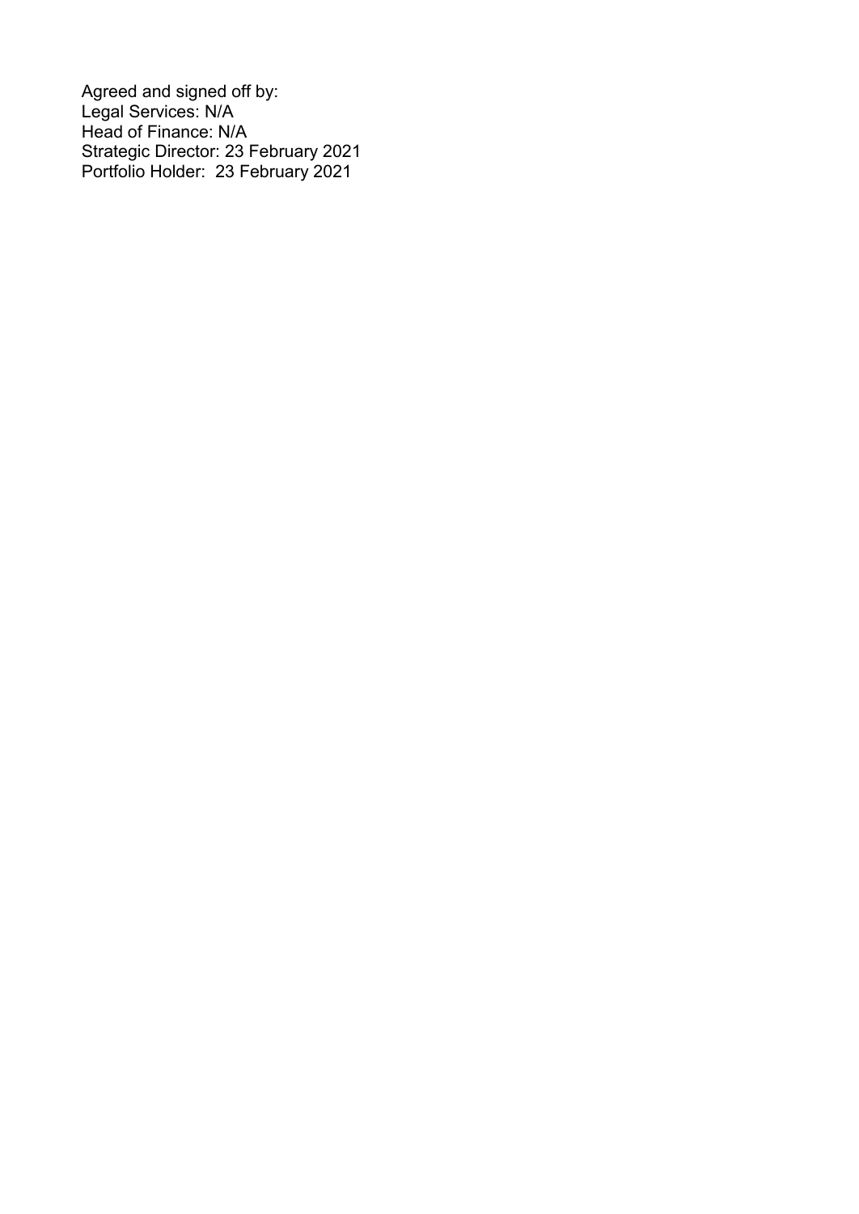Agreed and signed off by:
Legal Services: N/A
Head of Finance: N/A
Strategic Director: 23 February 2021
Portfolio Holder: 23 February 2021